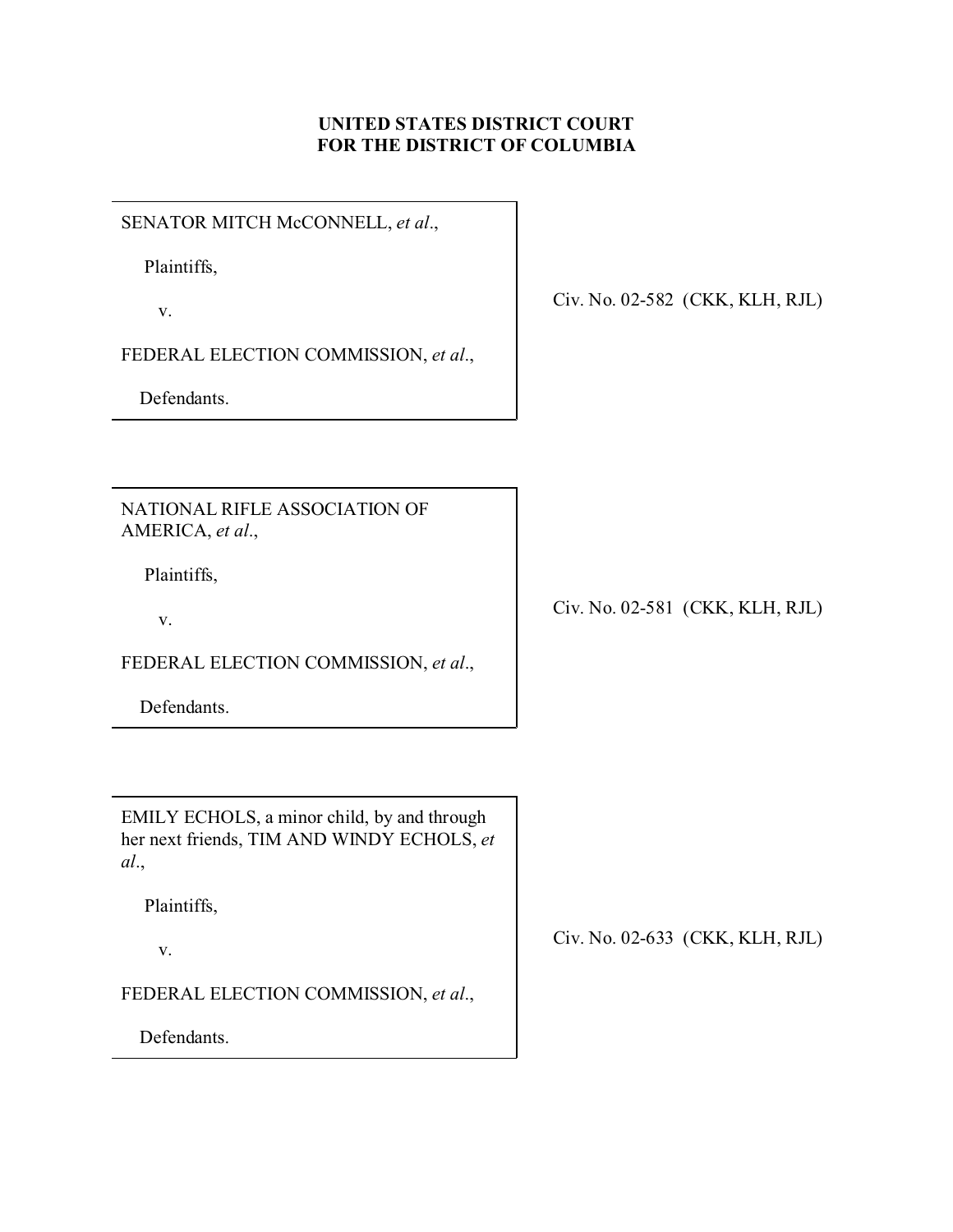**UNITED STATES DISTRICT COURT**
**FOR THE DISTRICT OF COLUMBIA**

| | |
|---|---|
| SENATOR MITCH McCONNELL, *et al*.,<br><br>Plaintiffs,<br><br>v.<br><br>FEDERAL ELECTION COMMISSION, *et al*.,<br><br>Defendants. | Civ. No. 02-582 (CKK, KLH, RJL) |
| NATIONAL RIFLE ASSOCIATION OF AMERICA, *et al*.,<br><br>Plaintiffs,<br><br>v.<br><br>FEDERAL ELECTION COMMISSION, *et al*.,<br><br>Defendants. | Civ. No. 02-581 (CKK, KLH, RJL) |
| EMILY ECHOLS, a minor child, by and through her next friends, TIM AND WINDY ECHOLS, *et al*.,<br><br>Plaintiffs,<br><br>v.<br><br>FEDERAL ELECTION COMMISSION, *et al*.,<br><br>Defendants. | Civ. No. 02-633 (CKK, KLH, RJL) |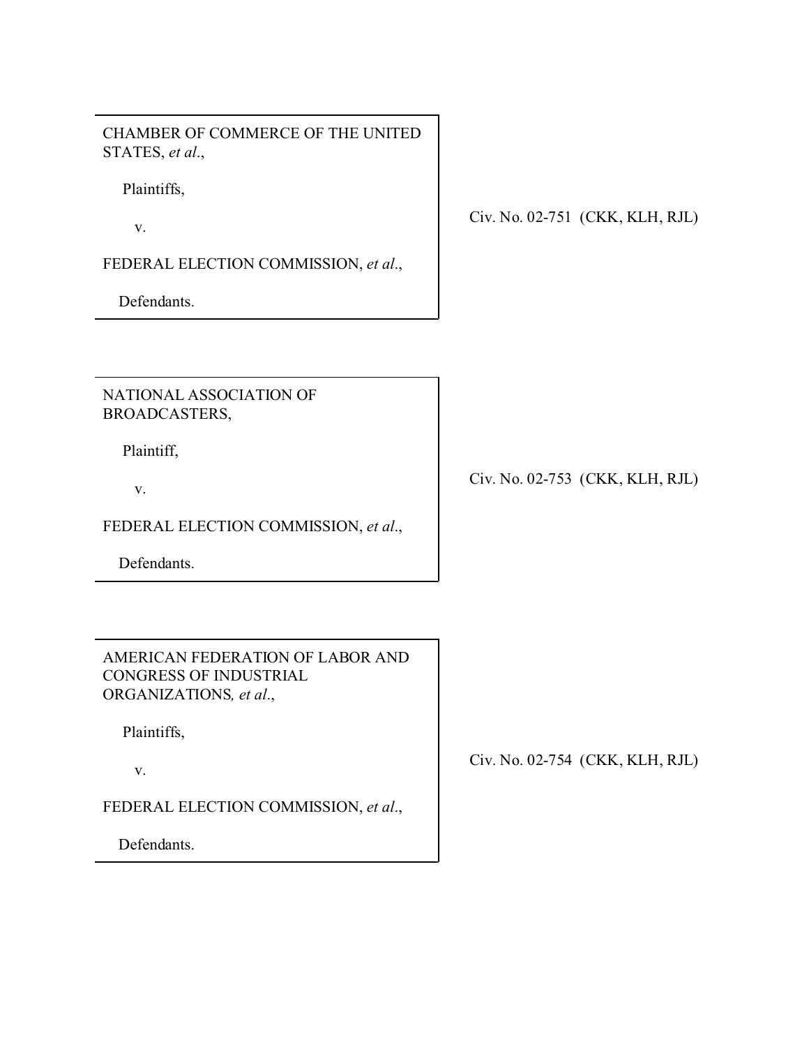| | |
|---|---|
| CHAMBER OF COMMERCE OF THE UNITED STATES, *et al*.,<br><br>Plaintiffs,<br><br>v.<br><br>FEDERAL ELECTION COMMISSION, *et al*.,<br><br>Defendants. | Civ. No. 02-751 (CKK, KLH, RJL) |

| | |
|---|---|
| NATIONAL ASSOCIATION OF BROADCASTERS,<br><br>Plaintiff,<br><br>v.<br><br>FEDERAL ELECTION COMMISSION, *et al*.,<br><br>Defendants. | Civ. No. 02-753 (CKK, KLH, RJL) |

| | |
|---|---|
| AMERICAN FEDERATION OF LABOR AND CONGRESS OF INDUSTRIAL ORGANIZATIONS*, et al*.,<br><br>Plaintiffs,<br><br>v.<br><br>FEDERAL ELECTION COMMISSION, *et al*.,<br><br>Defendants. | Civ. No. 02-754 (CKK, KLH, RJL) |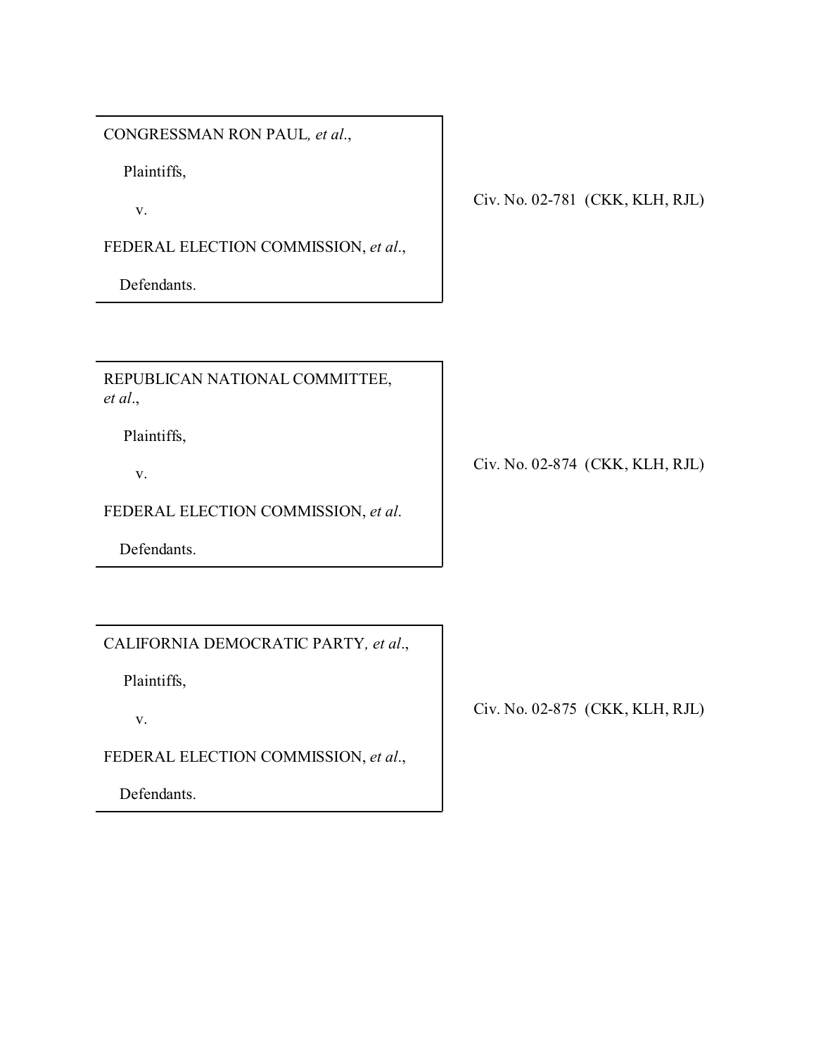| | |
|---|---|
| CONGRESSMAN RON PAUL, *et al*.,<br><br>Plaintiffs,<br><br>v.<br><br>FEDERAL ELECTION COMMISSION, *et al*.,<br><br>Defendants. | Civ. No. 02-781 (CKK, KLH, RJL) |

| | |
|---|---|
| REPUBLICAN NATIONAL COMMITTEE, *et al*.,<br><br>Plaintiffs,<br><br>v.<br><br>FEDERAL ELECTION COMMISSION, *et al*.<br><br>Defendants. | Civ. No. 02-874 (CKK, KLH, RJL) |

| | |
|---|---|
| CALIFORNIA DEMOCRATIC PARTY, *et al*.,<br><br>Plaintiffs,<br><br>v.<br><br>FEDERAL ELECTION COMMISSION, *et al*.,<br><br>Defendants. | Civ. No. 02-875 (CKK, KLH, RJL) |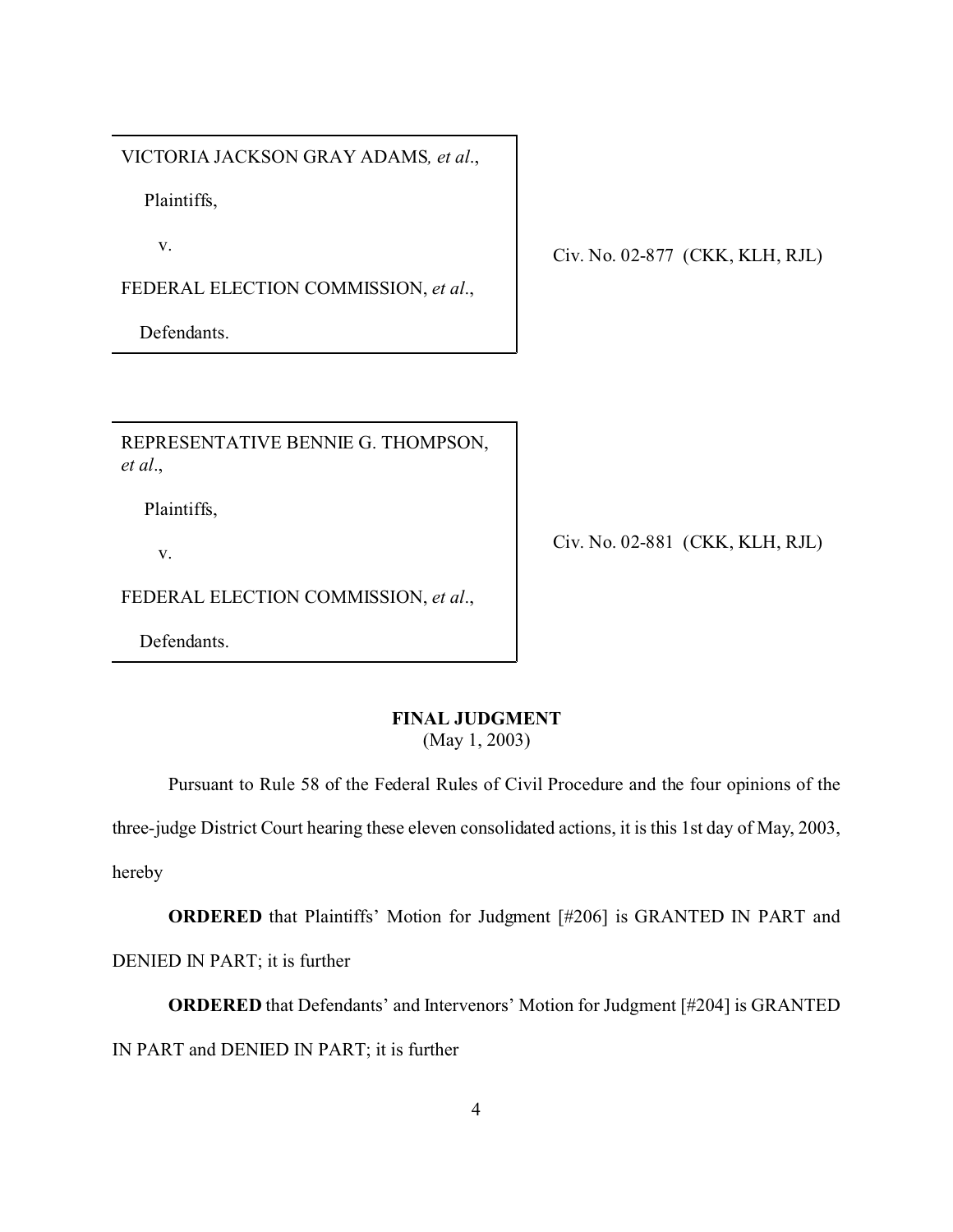| | |
|---|---|
| VICTORIA JACKSON GRAY ADAMS, *et al.*,<br><br>Plaintiffs,<br><br>v.<br><br>FEDERAL ELECTION COMMISSION, *et al.*,<br><br>Defendants. | Civ. No. 02-877 (CKK, KLH, RJL) |

| | |
|---|---|
| REPRESENTATIVE BENNIE G. THOMPSON, *et al.*,<br><br>Plaintiffs,<br><br>v.<br><br>FEDERAL ELECTION COMMISSION, *et al.*,<br><br>Defendants. | Civ. No. 02-881 (CKK, KLH, RJL) |

**FINAL JUDGMENT**
(May 1, 2003)

Pursuant to Rule 58 of the Federal Rules of Civil Procedure and the four opinions of the three-judge District Court hearing these eleven consolidated actions, it is this 1st day of May, 2003, hereby

**ORDERED** that Plaintiffs' Motion for Judgment [#206] is GRANTED IN PART and DENIED IN PART; it is further

**ORDERED** that Defendants' and Intervenors' Motion for Judgment [#204] is GRANTED IN PART and DENIED IN PART; it is further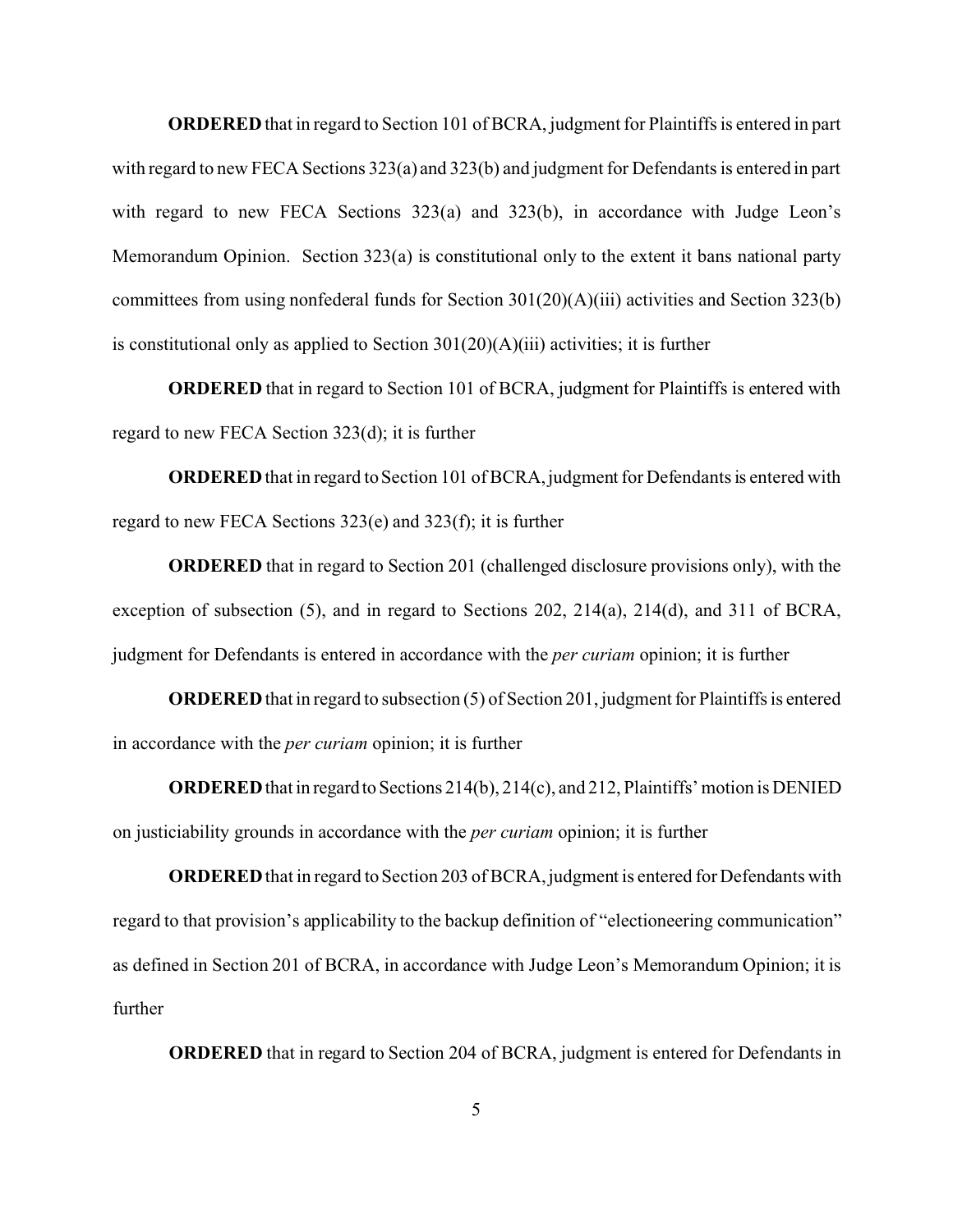**ORDERED** that in regard to Section 101 of BCRA, judgment for Plaintiffs is entered in part with regard to new FECA Sections 323(a) and 323(b) and judgment for Defendants is entered in part with regard to new FECA Sections 323(a) and 323(b), in accordance with Judge Leon's Memorandum Opinion. Section 323(a) is constitutional only to the extent it bans national party committees from using nonfederal funds for Section 301(20)(A)(iii) activities and Section 323(b) is constitutional only as applied to Section 301(20)(A)(iii) activities; it is further

**ORDERED** that in regard to Section 101 of BCRA, judgment for Plaintiffs is entered with regard to new FECA Section 323(d); it is further

**ORDERED** that in regard to Section 101 of BCRA, judgment for Defendants is entered with regard to new FECA Sections 323(e) and 323(f); it is further

**ORDERED** that in regard to Section 201 (challenged disclosure provisions only), with the exception of subsection (5), and in regard to Sections 202, 214(a), 214(d), and 311 of BCRA, judgment for Defendants is entered in accordance with the *per curiam* opinion; it is further

**ORDERED** that in regard to subsection (5) of Section 201, judgment for Plaintiffs is entered in accordance with the *per curiam* opinion; it is further

**ORDERED** that in regard to Sections 214(b), 214(c), and 212, Plaintiffs' motion is DENIED on justiciability grounds in accordance with the *per curiam* opinion; it is further

**ORDERED** that in regard to Section 203 of BCRA, judgment is entered for Defendants with regard to that provision's applicability to the backup definition of "electioneering communication" as defined in Section 201 of BCRA, in accordance with Judge Leon's Memorandum Opinion; it is further

**ORDERED** that in regard to Section 204 of BCRA, judgment is entered for Defendants in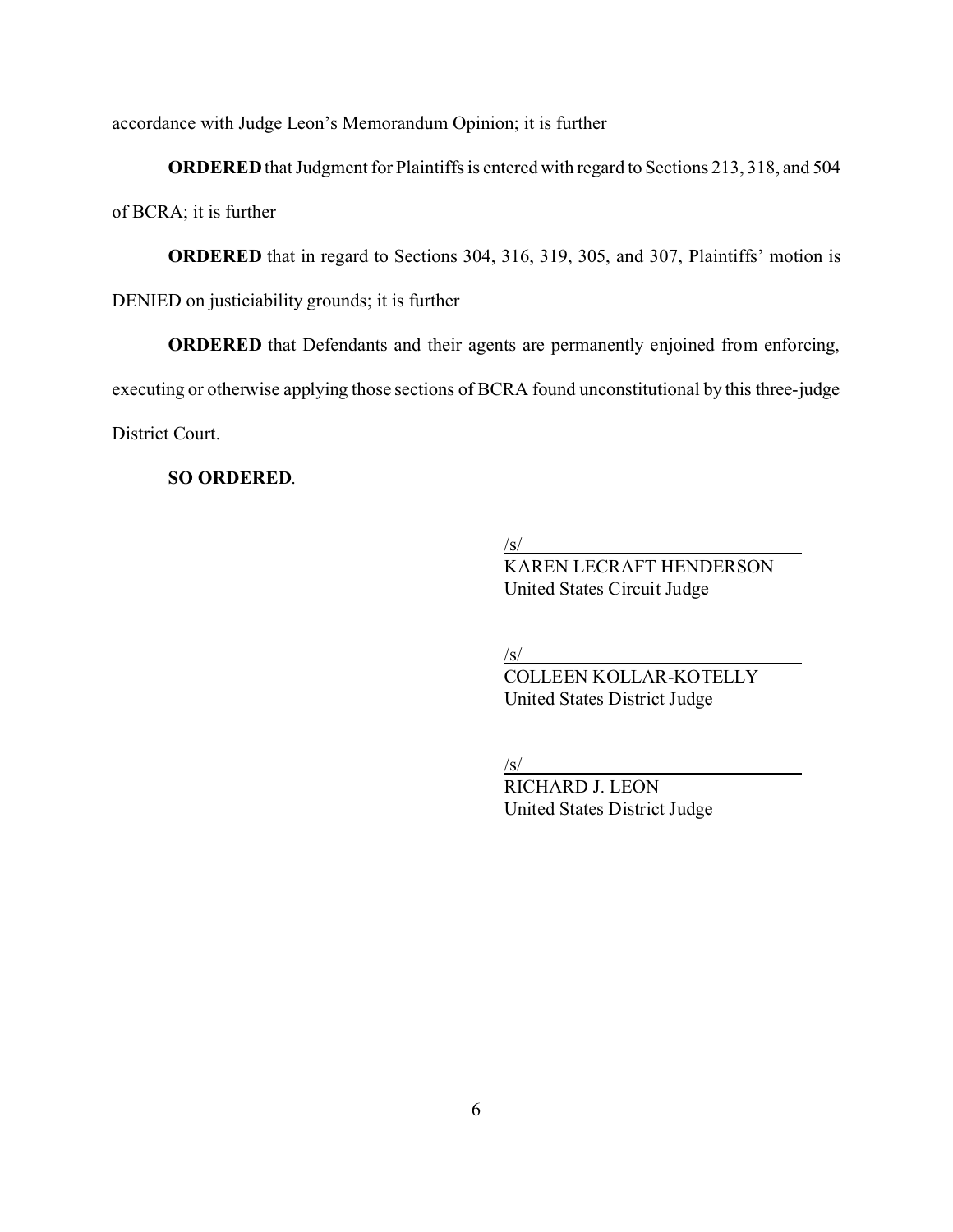accordance with Judge Leon's Memorandum Opinion; it is further

**ORDERED** that Judgment for Plaintiffs is entered with regard to Sections 213, 318, and 504 of BCRA; it is further

**ORDERED** that in regard to Sections 304, 316, 319, 305, and 307, Plaintiffs' motion is DENIED on justiciability grounds; it is further

**ORDERED** that Defendants and their agents are permanently enjoined from enforcing, executing or otherwise applying those sections of BCRA found unconstitutional by this three-judge District Court.

**SO ORDERED**.

/s/
KAREN LECRAFT HENDERSON
United States Circuit Judge

/s/
COLLEEN KOLLAR-KOTELLY
United States District Judge

/s/
RICHARD J. LEON
United States District Judge